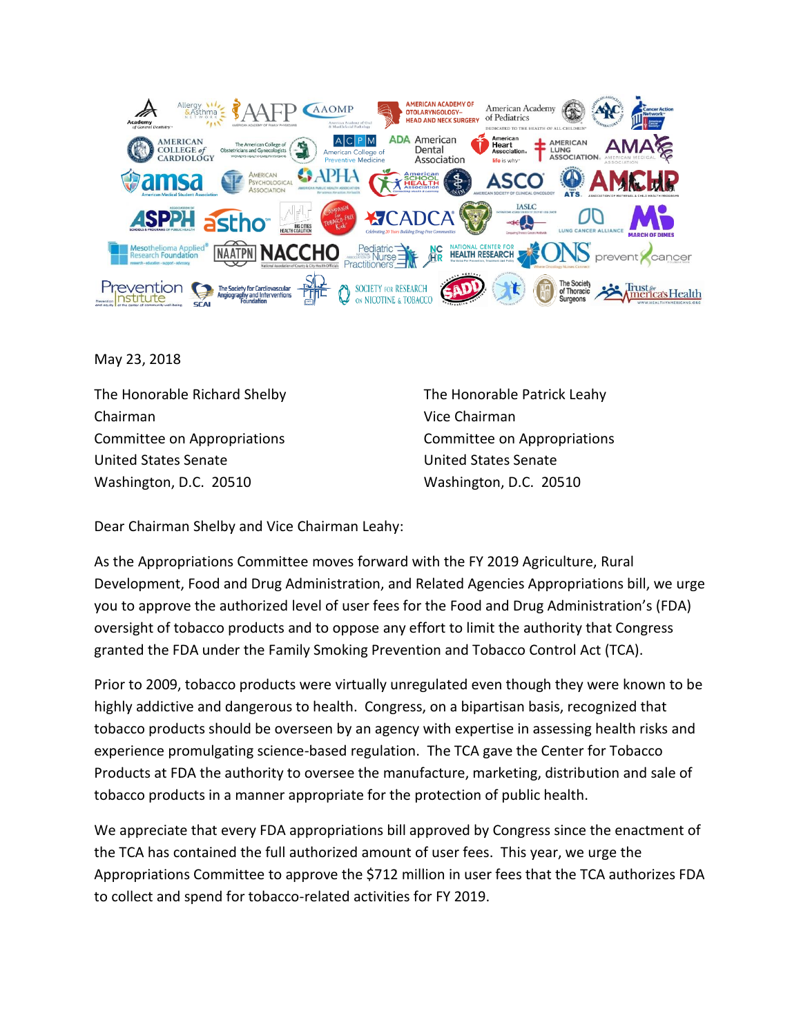May 23, 2018

The Honorable Richard Shelby
Chairman
Committee on Appropriations
United States Senate
Washington, D.C. 20510

The Honorable Patrick Leahy
Vice Chairman
Committee on Appropriations
United States Senate
Washington, D.C. 20510

Dear Chairman Shelby and Vice Chairman Leahy:

As the Appropriations Committee moves forward with the FY 2019 Agriculture, Rural Development, Food and Drug Administration, and Related Agencies Appropriations bill, we urge you to approve the authorized level of user fees for the Food and Drug Administration's (FDA) oversight of tobacco products and to oppose any effort to limit the authority that Congress granted the FDA under the Family Smoking Prevention and Tobacco Control Act (TCA).

Prior to 2009, tobacco products were virtually unregulated even though they were known to be highly addictive and dangerous to health. Congress, on a bipartisan basis, recognized that tobacco products should be overseen by an agency with expertise in assessing health risks and experience promulgating science-based regulation. The TCA gave the Center for Tobacco Products at FDA the authority to oversee the manufacture, marketing, distribution and sale of tobacco products in a manner appropriate for the protection of public health.

We appreciate that every FDA appropriations bill approved by Congress since the enactment of the TCA has contained the full authorized amount of user fees. This year, we urge the Appropriations Committee to approve the $712 million in user fees that the TCA authorizes FDA to collect and spend for tobacco-related activities for FY 2019.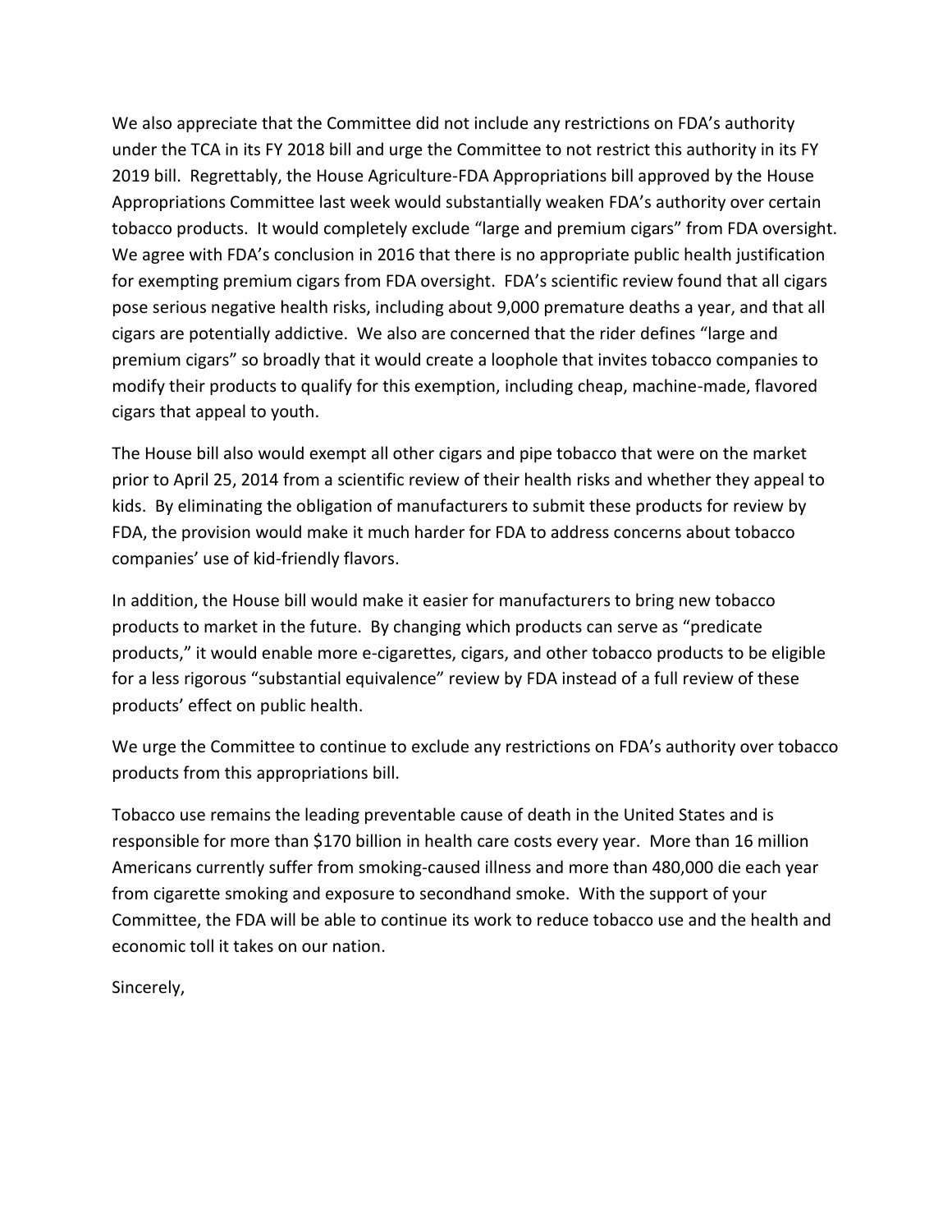We also appreciate that the Committee did not include any restrictions on FDA's authority under the TCA in its FY 2018 bill and urge the Committee to not restrict this authority in its FY 2019 bill. Regrettably, the House Agriculture-FDA Appropriations bill approved by the House Appropriations Committee last week would substantially weaken FDA's authority over certain tobacco products. It would completely exclude "large and premium cigars" from FDA oversight. We agree with FDA's conclusion in 2016 that there is no appropriate public health justification for exempting premium cigars from FDA oversight. FDA's scientific review found that all cigars pose serious negative health risks, including about 9,000 premature deaths a year, and that all cigars are potentially addictive. We also are concerned that the rider defines "large and premium cigars" so broadly that it would create a loophole that invites tobacco companies to modify their products to qualify for this exemption, including cheap, machine-made, flavored cigars that appeal to youth.

The House bill also would exempt all other cigars and pipe tobacco that were on the market prior to April 25, 2014 from a scientific review of their health risks and whether they appeal to kids. By eliminating the obligation of manufacturers to submit these products for review by FDA, the provision would make it much harder for FDA to address concerns about tobacco companies' use of kid-friendly flavors.

In addition, the House bill would make it easier for manufacturers to bring new tobacco products to market in the future. By changing which products can serve as "predicate products," it would enable more e-cigarettes, cigars, and other tobacco products to be eligible for a less rigorous "substantial equivalence" review by FDA instead of a full review of these products' effect on public health.

We urge the Committee to continue to exclude any restrictions on FDA's authority over tobacco products from this appropriations bill.

Tobacco use remains the leading preventable cause of death in the United States and is responsible for more than $170 billion in health care costs every year. More than 16 million Americans currently suffer from smoking-caused illness and more than 480,000 die each year from cigarette smoking and exposure to secondhand smoke. With the support of your Committee, the FDA will be able to continue its work to reduce tobacco use and the health and economic toll it takes on our nation.

Sincerely,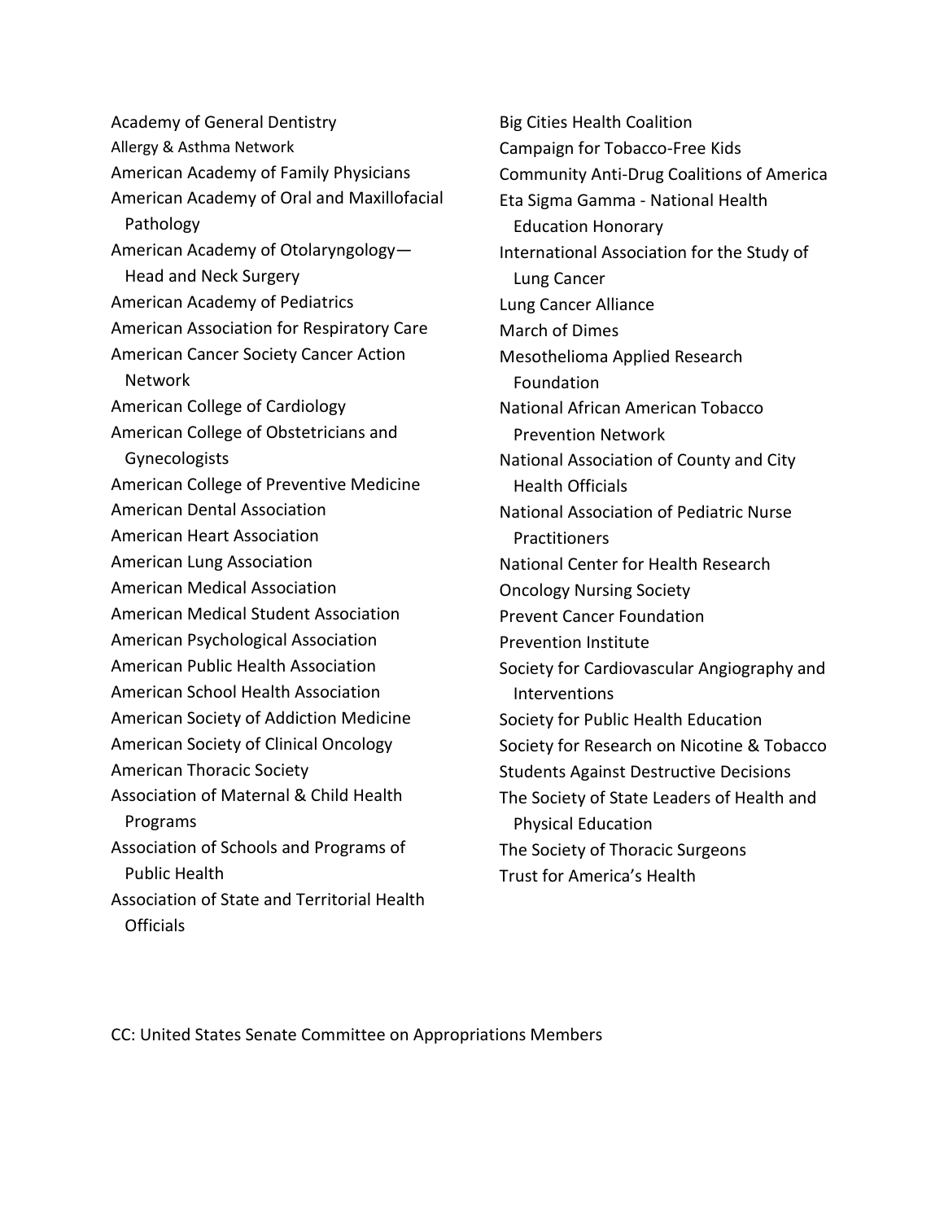Academy of General Dentistry
Allergy & Asthma Network
American Academy of Family Physicians
American Academy of Oral and Maxillofacial Pathology
American Academy of Otolaryngology—Head and Neck Surgery
American Academy of Pediatrics
American Association for Respiratory Care
American Cancer Society Cancer Action Network
American College of Cardiology
American College of Obstetricians and Gynecologists
American College of Preventive Medicine
American Dental Association
American Heart Association
American Lung Association
American Medical Association
American Medical Student Association
American Psychological Association
American Public Health Association
American School Health Association
American Society of Addiction Medicine
American Society of Clinical Oncology
American Thoracic Society
Association of Maternal & Child Health Programs
Association of Schools and Programs of Public Health
Association of State and Territorial Health Officials
Big Cities Health Coalition
Campaign for Tobacco-Free Kids
Community Anti-Drug Coalitions of America
Eta Sigma Gamma - National Health Education Honorary
International Association for the Study of Lung Cancer
Lung Cancer Alliance
March of Dimes
Mesothelioma Applied Research Foundation
National African American Tobacco Prevention Network
National Association of County and City Health Officials
National Association of Pediatric Nurse Practitioners
National Center for Health Research
Oncology Nursing Society
Prevent Cancer Foundation
Prevention Institute
Society for Cardiovascular Angiography and Interventions
Society for Public Health Education
Society for Research on Nicotine & Tobacco
Students Against Destructive Decisions
The Society of State Leaders of Health and Physical Education
The Society of Thoracic Surgeons
Trust for America's Health

CC: United States Senate Committee on Appropriations Members